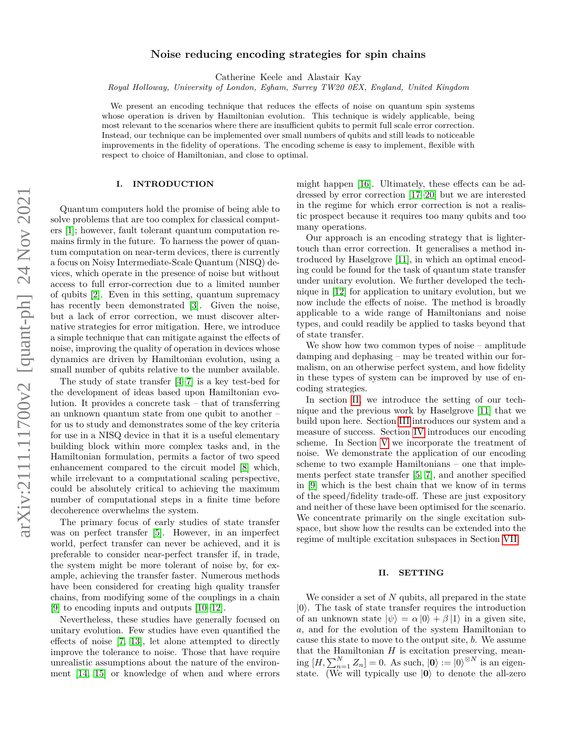# Noise reducing encoding strategies for spin chains

Catherine Keele and Alastair Kay

*Royal Holloway, University of London, Egham, Surrey TW20 0EX, England, United Kingdom*

We present an encoding technique that reduces the effects of noise on quantum spin systems whose operation is driven by Hamiltonian evolution. This technique is widely applicable, being most relevant to the scenarios where there are insufficient qubits to permit full scale error correction. Instead, our technique can be implemented over small numbers of qubits and still leads to noticeable improvements in the fidelity of operations. The encoding scheme is easy to implement, flexible with respect to choice of Hamiltonian, and close to optimal.

## I. INTRODUCTION

Quantum computers hold the promise of being able to solve problems that are too complex for classical computers [1]; however, fault tolerant quantum computation remains firmly in the future. To harness the power of quantum computation on near-term devices, there is currently a focus on Noisy Intermediate-Scale Quantum (NISQ) devices, which operate in the presence of noise but without access to full error-correction due to a limited number of qubits [2]. Even in this setting, quantum supremacy has recently been demonstrated [3]. Given the noise, but a lack of error correction, we must discover alternative strategies for error mitigation. Here, we introduce a simple technique that can mitigate against the effects of noise, improving the quality of operation in devices whose dynamics are driven by Hamiltonian evolution, using a small number of qubits relative to the number available.

The study of state transfer [4–7] is a key test-bed for the development of ideas based upon Hamiltonian evolution. It provides a concrete task – that of transferring an unknown quantum state from one qubit to another – for us to study and demonstrates some of the key criteria for use in a NISQ device in that it is a useful elementary building block within more complex tasks and, in the Hamiltonian formulation, permits a factor of two speed enhancement compared to the circuit model [8] which, while irrelevant to a computational scaling perspective, could be absolutely critical to achieving the maximum number of computational steps in a finite time before decoherence overwhelms the system.

The primary focus of early studies of state transfer was on perfect transfer [5]. However, in an imperfect world, perfect transfer can never be achieved, and it is preferable to consider near-perfect transfer if, in trade, the system might be more tolerant of noise by, for example, achieving the transfer faster. Numerous methods have been considered for creating high quality transfer chains, from modifying some of the couplings in a chain [9] to encoding inputs and outputs [10–12].

Nevertheless, these studies have generally focused on unitary evolution. Few studies have even quantified the effects of noise [7, 13], let alone attempted to directly improve the tolerance to noise. Those that have require unrealistic assumptions about the nature of the environment [14, 15] or knowledge of when and where errors might happen [16]. Ultimately, these effects can be addressed by error correction [17–20] but we are interested in the regime for which error correction is not a realistic prospect because it requires too many qubits and too many operations.

Our approach is an encoding strategy that is lighter-touch than error correction. It generalises a method introduced by Haselgrove [11], in which an optimal encoding could be found for the task of quantum state transfer under unitary evolution. We further developed the technique in [12] for application to unitary evolution, but we now include the effects of noise. The method is broadly applicable to a wide range of Hamiltonians and noise types, and could readily be applied to tasks beyond that of state transfer.

We show how two common types of noise – amplitude damping and dephasing – may be treated within our formalism, on an otherwise perfect system, and how fidelity in these types of system can be improved by use of encoding strategies.

In section II, we introduce the setting of our technique and the previous work by Haselgrove [11] that we build upon here. Section III introduces our system and a measure of success. Section IV introduces our encoding scheme. In Section V we incorporate the treatment of noise. We demonstrate the application of our encoding scheme to two example Hamiltonians – one that implements perfect state transfer [5, 7], and another specified in [9] which is the best chain that we know of in terms of the speed/fidelity trade-off. These are just expository and neither of these have been optimised for the scenario. We concentrate primarily on the single excitation subspace, but show how the results can be extended into the regime of multiple excitation subspaces in Section VII.

## II. SETTING

We consider a set of $N$ qubits, all prepared in the state $|0\rangle$. The task of state transfer requires the introduction of an unknown state $|\psi\rangle = \alpha|0\rangle + \beta|1\rangle$ in a given site, $a$, and for the evolution of the system Hamiltonian to cause this state to move to the output site, $b$. We assume that the Hamiltonian $H$ is excitation preserving, meaning $[H, \sum_{n=1}^{N} Z_n] = 0$. As such, $|\mathbf{0}\rangle := |0\rangle^{\otimes N}$ is an eigenstate. (We will typically use $|\mathbf{0}\rangle$ to denote the all-zero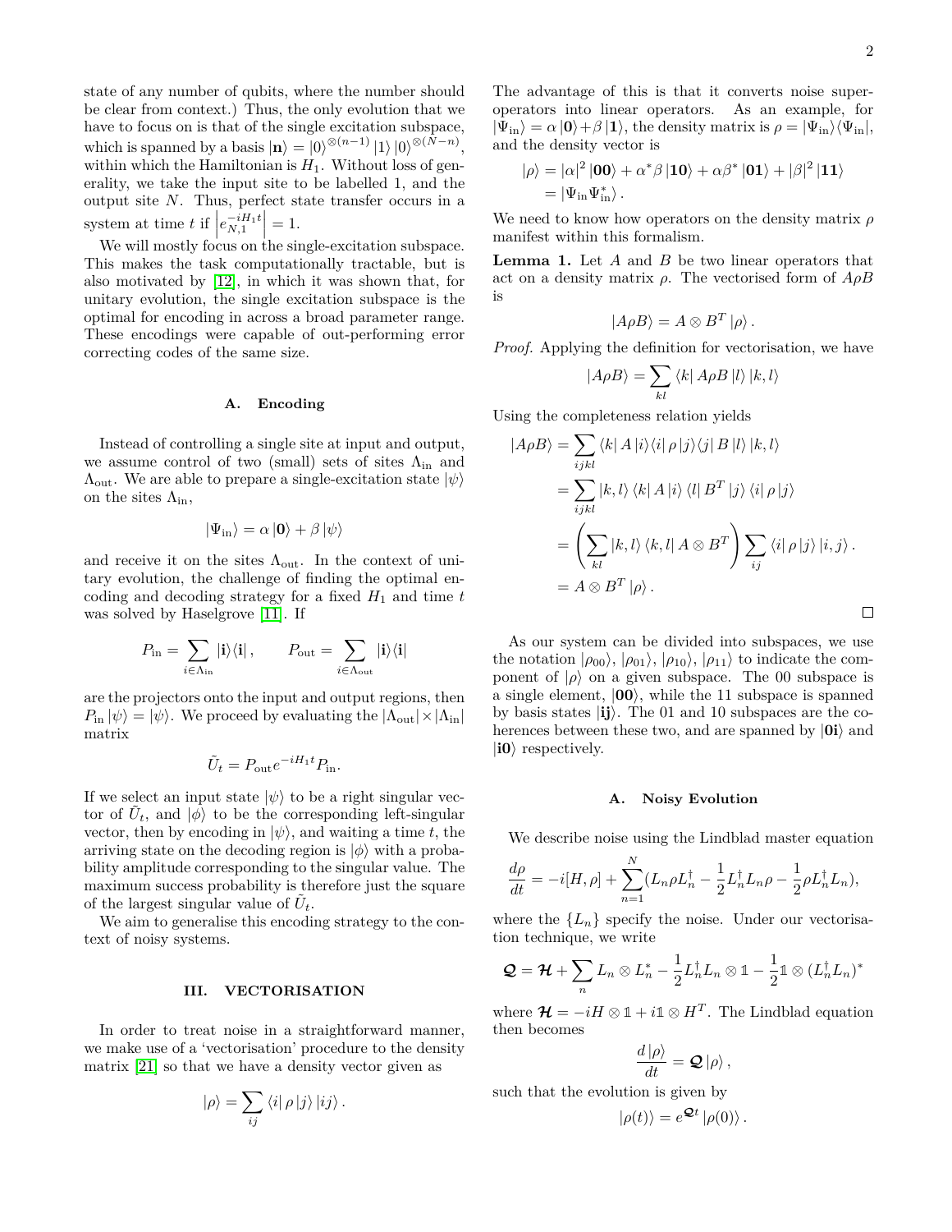state of any number of qubits, where the number should be clear from context.) Thus, the only evolution that we have to focus on is that of the single excitation subspace, which is spanned by a basis $|\mathbf{n}\rangle = |0\rangle^{\otimes(n-1)}|1\rangle|0\rangle^{\otimes(N-n)}$, within which the Hamiltonian is $H_1$. Without loss of generality, we take the input site to be labelled 1, and the output site $N$. Thus, perfect state transfer occurs in a system at time $t$ if $\left|e^{-iH_1 t}_{N,1}\right| = 1$.

We will mostly focus on the single-excitation subspace. This makes the task computationally tractable, but is also motivated by [12], in which it was shown that, for unitary evolution, the single excitation subspace is the optimal for encoding in across a broad parameter range. These encodings were capable of out-performing error correcting codes of the same size.

### A. Encoding

Instead of controlling a single site at input and output, we assume control of two (small) sets of sites $\Lambda_{\text{in}}$ and $\Lambda_{\text{out}}$. We are able to prepare a single-excitation state $|\psi\rangle$ on the sites $\Lambda_{\text{in}}$,

$$|\Psi_{\text{in}}\rangle = \alpha|\mathbf{0}\rangle + \beta|\psi\rangle$$

and receive it on the sites $\Lambda_{\text{out}}$. In the context of unitary evolution, the challenge of finding the optimal encoding and decoding strategy for a fixed $H_1$ and time $t$ was solved by Haselgrove [11]. If

$$P_{\text{in}} = \sum_{i\in\Lambda_{\text{in}}} |\mathbf{i}\rangle\langle\mathbf{i}|, \qquad P_{\text{out}} = \sum_{i\in\Lambda_{\text{out}}} |\mathbf{i}\rangle\langle\mathbf{i}|$$

are the projectors onto the input and output regions, then $P_{\text{in}}|\psi\rangle = |\psi\rangle$. We proceed by evaluating the $|\Lambda_{\text{out}}|\times|\Lambda_{\text{in}}|$ matrix

$$\tilde{U}_t = P_{\text{out}} e^{-iH_1 t} P_{\text{in}}.$$

If we select an input state $|\psi\rangle$ to be a right singular vector of $\tilde{U}_t$, and $|\phi\rangle$ to be the corresponding left-singular vector, then by encoding in $|\psi\rangle$, and waiting a time $t$, the arriving state on the decoding region is $|\phi\rangle$ with a probability amplitude corresponding to the singular value. The maximum success probability is therefore just the square of the largest singular value of $\tilde{U}_t$.

We aim to generalise this encoding strategy to the context of noisy systems.

## III. VECTORISATION

In order to treat noise in a straightforward manner, we make use of a 'vectorisation' procedure to the density matrix [21] so that we have a density vector given as

$$|\rho\rangle = \sum_{ij} \langle i|\rho|j\rangle |ij\rangle.$$

The advantage of this is that it converts noise super-operators into linear operators. As an example, for $|\Psi_{\text{in}}\rangle = \alpha|\mathbf{0}\rangle + \beta|\mathbf{1}\rangle$, the density matrix is $\rho = |\Psi_{\text{in}}\rangle\langle\Psi_{\text{in}}|$, and the density vector is

$$\begin{aligned}|\rho\rangle &= |\alpha|^2|\mathbf{00}\rangle + \alpha^*\beta|\mathbf{10}\rangle + \alpha\beta^*|\mathbf{01}\rangle + |\beta|^2|\mathbf{11}\rangle \\ &= |\Psi_{\text{in}}\Psi_{\text{in}}^*\rangle.\end{aligned}$$

We need to know how operators on the density matrix $\rho$ manifest within this formalism.

**Lemma 1.** Let $A$ and $B$ be two linear operators that act on a density matrix $\rho$. The vectorised form of $A\rho B$ is

$$|A\rho B\rangle = A\otimes B^T|\rho\rangle.$$

*Proof.* Applying the definition for vectorisation, we have

$$|A\rho B\rangle = \sum_{kl}\langle k|A\rho B|l\rangle|k,l\rangle$$

Using the completeness relation yields

$$\begin{aligned}|A\rho B\rangle &= \sum_{ijkl}\langle k|A|i\rangle\langle i|\rho|j\rangle\langle j|B|l\rangle|k,l\rangle \\ &= \sum_{ijkl}|k,l\rangle\langle k|A|i\rangle\langle l|B^T|j\rangle\langle i|\rho|j\rangle \\ &= \left(\sum_{kl}|k,l\rangle\langle k,l|A\otimes B^T\right)\sum_{ij}\langle i|\rho|j\rangle|i,j\rangle. \\ &= A\otimes B^T|\rho\rangle.\end{aligned}$$

□

As our system can be divided into subspaces, we use the notation $|\rho_{00}\rangle$, $|\rho_{01}\rangle$, $|\rho_{10}\rangle$, $|\rho_{11}\rangle$ to indicate the component of $|\rho\rangle$ on a given subspace. The 00 subspace is a single element, $|\mathbf{00}\rangle$, while the 11 subspace is spanned by basis states $|\mathbf{ij}\rangle$. The 01 and 10 subspaces are the coherences between these two, and are spanned by $|\mathbf{0i}\rangle$ and $|\mathbf{i0}\rangle$ respectively.

### A. Noisy Evolution

We describe noise using the Lindblad master equation

$$\frac{d\rho}{dt} = -i[H,\rho] + \sum_{n=1}^{N}(L_n\rho L_n^\dagger - \frac{1}{2}L_n^\dagger L_n\rho - \frac{1}{2}\rho L_n^\dagger L_n),$$

where the $\{L_n\}$ specify the noise. Under our vectorisation technique, we write

$$\boldsymbol{\mathcal{Q}} = \boldsymbol{\mathcal{H}} + \sum_n L_n\otimes L_n^* - \frac{1}{2}L_n^\dagger L_n\otimes\mathbb{1} - \frac{1}{2}\mathbb{1}\otimes(L_n^\dagger L_n)^*$$

where $\boldsymbol{\mathcal{H}} = -iH\otimes\mathbb{1} + i\mathbb{1}\otimes H^T$. The Lindblad equation then becomes

$$\frac{d|\rho\rangle}{dt} = \boldsymbol{\mathcal{Q}}|\rho\rangle,$$

such that the evolution is given by

$$|\rho(t)\rangle = e^{\boldsymbol{\mathcal{Q}}t}|\rho(0)\rangle.$$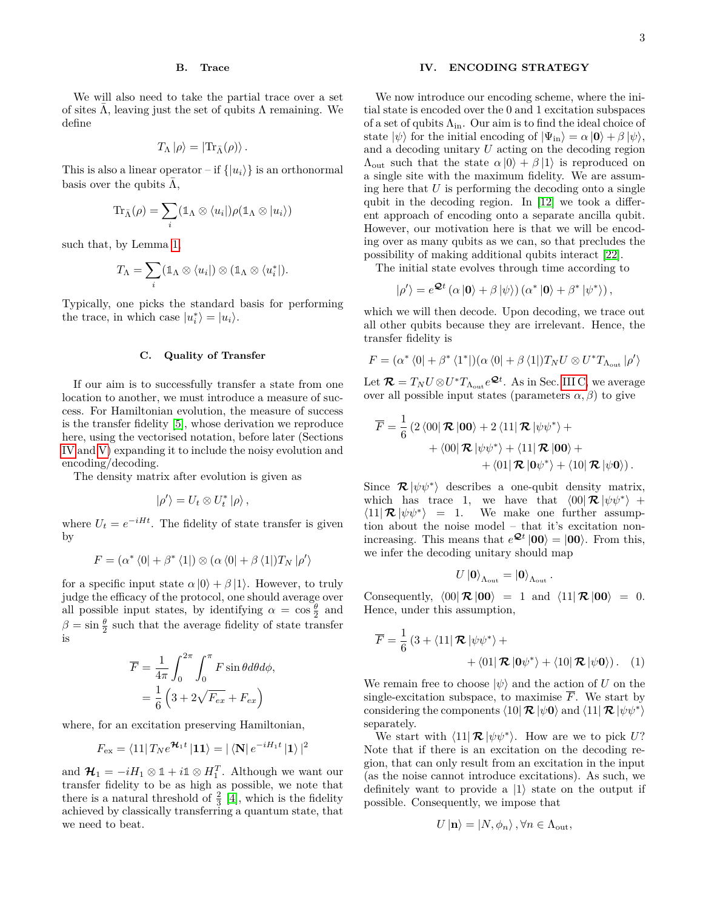### B. Trace

We will also need to take the partial trace over a set of sites $\bar{\Lambda}$, leaving just the set of qubits $\Lambda$ remaining. We define

$$T_\Lambda |\rho\rangle = |\text{Tr}_{\bar{\Lambda}}(\rho)\rangle .$$

This is also a linear operator – if $\{|u_i\rangle\}$ is an orthonormal basis over the qubits $\bar{\Lambda}$,

$$\text{Tr}_{\bar{\Lambda}}(\rho) = \sum_i (\mathbb{1}_\Lambda \otimes \langle u_i|)\rho(\mathbb{1}_\Lambda \otimes |u_i\rangle)$$

such that, by Lemma 1,

$$T_\Lambda = \sum_i (\mathbb{1}_\Lambda \otimes \langle u_i|) \otimes (\mathbb{1}_\Lambda \otimes \langle u_i^*|).$$

Typically, one picks the standard basis for performing the trace, in which case $|u_i^*\rangle = |u_i\rangle$.

### C. Quality of Transfer

If our aim is to successfully transfer a state from one location to another, we must introduce a measure of success. For Hamiltonian evolution, the measure of success is the transfer fidelity [5], whose derivation we reproduce here, using the vectorised notation, before later (Sections IV and V) expanding it to include the noisy evolution and encoding/decoding.

The density matrix after evolution is given as

$$|\rho'\rangle = U_t \otimes U_t^* |\rho\rangle ,$$

where $U_t = e^{-iHt}$. The fidelity of state transfer is given by

$$F = (\alpha^* \langle 0| + \beta^* \langle 1|) \otimes (\alpha \langle 0| + \beta \langle 1|) T_N |\rho'\rangle$$

for a specific input state $\alpha|0\rangle + \beta|1\rangle$. However, to truly judge the efficacy of the protocol, one should average over all possible input states, by identifying $\alpha = \cos\frac{\theta}{2}$ and $\beta = \sin\frac{\theta}{2}$ such that the average fidelity of state transfer is

$$\begin{aligned}
\overline{F} &= \frac{1}{4\pi}\int_0^{2\pi}\int_0^{\pi} F \sin\theta d\theta d\phi, \\
&= \frac{1}{6}\left(3 + 2\sqrt{F_{ex}} + F_{ex}\right)
\end{aligned}$$

where, for an excitation preserving Hamiltonian,

$$F_{\text{ex}} = \langle 11| T_N e^{\boldsymbol{\mathcal{H}}_1 t} |\mathbf{11}\rangle = |\langle \mathbf{N}| e^{-iH_1 t} |\mathbf{1}\rangle|^2$$

and $\boldsymbol{\mathcal{H}}_1 = -iH_1 \otimes \mathbb{1} + i\mathbb{1} \otimes H_1^T$. Although we want our transfer fidelity to be as high as possible, we note that there is a natural threshold of $\frac{2}{3}$ [4], which is the fidelity achieved by classically transferring a quantum state, that we need to beat.

## IV. ENCODING STRATEGY

We now introduce our encoding scheme, where the initial state is encoded over the 0 and 1 excitation subspaces of a set of qubits $\Lambda_{\text{in}}$. Our aim is to find the ideal choice of state $|\psi\rangle$ for the initial encoding of $|\Psi_{\text{in}}\rangle = \alpha|\mathbf{0}\rangle + \beta|\psi\rangle$, and a decoding unitary $U$ acting on the decoding region $\Lambda_{\text{out}}$ such that the state $\alpha|0\rangle + \beta|1\rangle$ is reproduced on a single site with the maximum fidelity. We are assuming here that $U$ is performing the decoding onto a single qubit in the decoding region. In [12] we took a different approach of encoding onto a separate ancilla qubit. However, our motivation here is that we will be encoding over as many qubits as we can, so that precludes the possibility of making additional qubits interact [22].

The initial state evolves through time according to

$$|\rho'\rangle = e^{\boldsymbol{\mathcal{Q}}t}(\alpha|\mathbf{0}\rangle + \beta|\psi\rangle)(\alpha^*|\mathbf{0}\rangle + \beta^*|\psi^*\rangle),$$

which we will then decode. Upon decoding, we trace out all other qubits because they are irrelevant. Hence, the transfer fidelity is

$$F = (\alpha^* \langle 0| + \beta^* \langle 1^*|)(\alpha\langle 0| + \beta\langle 1|) T_N U \otimes U^* T_{\Lambda_{\text{out}}} |\rho'\rangle$$

Let $\boldsymbol{\mathcal{R}} = T_N U \otimes U^* T_{\Lambda_{\text{out}}} e^{\boldsymbol{\mathcal{Q}}t}$. As in Sec. III C, we average over all possible input states (parameters $\alpha, \beta$) to give

$$\begin{aligned}
\overline{F} = \frac{1}{6}\big(&2\langle 00|\boldsymbol{\mathcal{R}}|\mathbf{00}\rangle + 2\langle 11|\boldsymbol{\mathcal{R}}|\psi\psi^*\rangle + \\
&+ \langle 00|\boldsymbol{\mathcal{R}}|\psi\psi^*\rangle + \langle 11|\boldsymbol{\mathcal{R}}|\mathbf{00}\rangle + \\
&+ \langle 01|\boldsymbol{\mathcal{R}}|\mathbf{0}\psi^*\rangle + \langle 10|\boldsymbol{\mathcal{R}}|\psi\mathbf{0}\rangle\big).
\end{aligned}$$

Since $\boldsymbol{\mathcal{R}}|\psi\psi^*\rangle$ describes a one-qubit density matrix, which has trace 1, we have that $\langle 00|\boldsymbol{\mathcal{R}}|\psi\psi^*\rangle + \langle 11|\boldsymbol{\mathcal{R}}|\psi\psi^*\rangle = 1$. We make one further assumption about the noise model – that it's excitation non-increasing. This means that $e^{\boldsymbol{\mathcal{Q}}t}|\mathbf{00}\rangle = |\mathbf{00}\rangle$. From this, we infer the decoding unitary should map

$$U|\mathbf{0}\rangle_{\Lambda_{\text{out}}} = |\mathbf{0}\rangle_{\Lambda_{\text{out}}}.$$

Consequently, $\langle 00|\boldsymbol{\mathcal{R}}|\mathbf{00}\rangle = 1$ and $\langle 11|\boldsymbol{\mathcal{R}}|\mathbf{00}\rangle = 0$. Hence, under this assumption,

$$\begin{aligned}
\overline{F} = \frac{1}{6}\big(&3 + \langle 11|\boldsymbol{\mathcal{R}}|\psi\psi^*\rangle + \\
&+ \langle 01|\boldsymbol{\mathcal{R}}|\mathbf{0}\psi^*\rangle + \langle 10|\boldsymbol{\mathcal{R}}|\psi\mathbf{0}\rangle\big). \quad (1)
\end{aligned}$$

We remain free to choose $|\psi\rangle$ and the action of $U$ on the single-excitation subspace, to maximise $\overline{F}$. We start by considering the components $\langle 10|\boldsymbol{\mathcal{R}}|\psi\mathbf{0}\rangle$ and $\langle 11|\boldsymbol{\mathcal{R}}|\psi\psi^*\rangle$ separately.

We start with $\langle 11|\boldsymbol{\mathcal{R}}|\psi\psi^*\rangle$. How are we to pick $U$? Note that if there is an excitation on the decoding region, that can only result from an excitation in the input (as the noise cannot introduce excitations). As such, we definitely want to provide a $|1\rangle$ state on the output if possible. Consequently, we impose that

$$U|\mathbf{n}\rangle = |N, \phi_n\rangle, \forall n \in \Lambda_{\text{out}},$$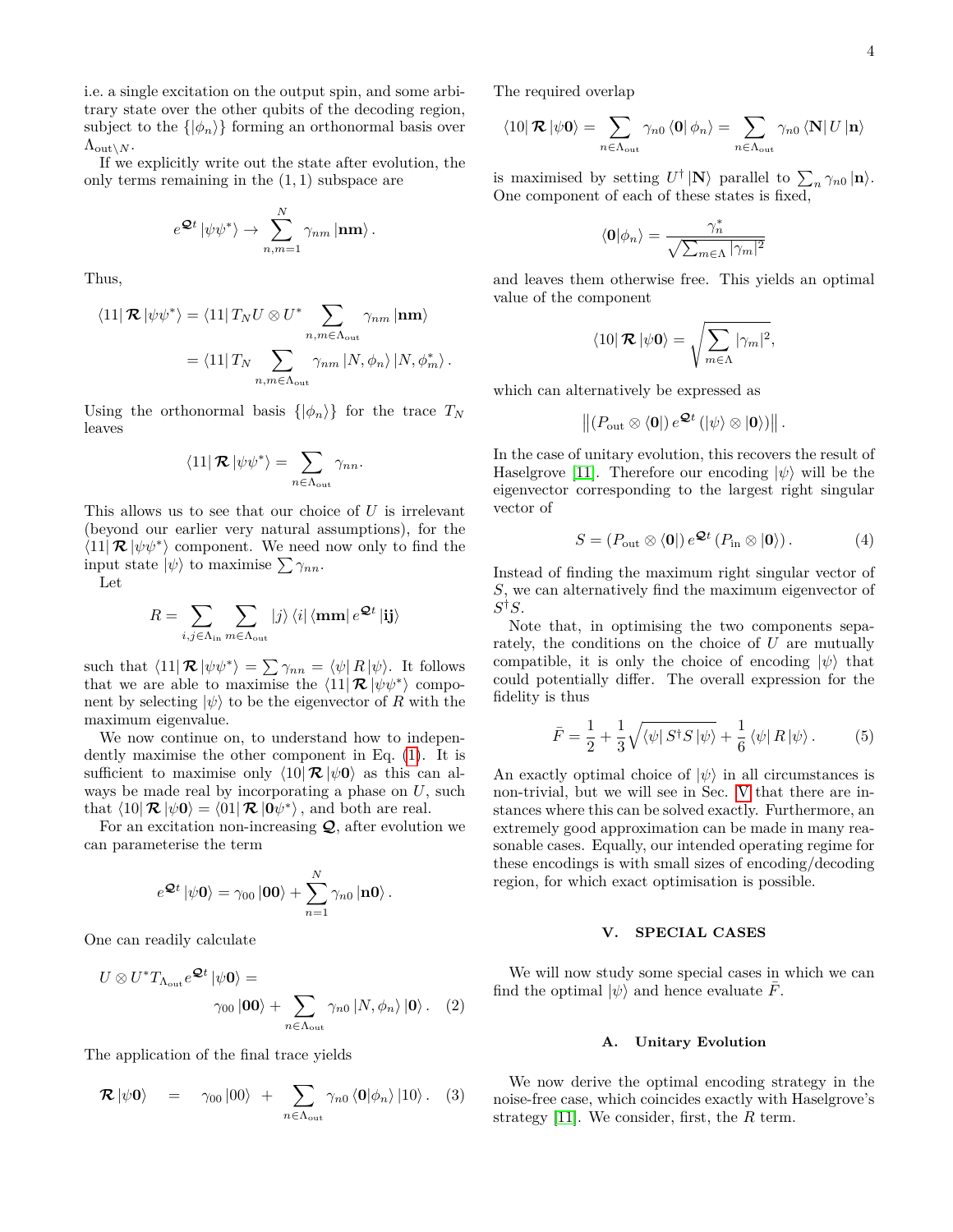i.e. a single excitation on the output spin, and some arbitrary state over the other qubits of the decoding region, subject to the $\{|\phi_n\rangle\}$ forming an orthonormal basis over $\Lambda_{\text{out}\setminus N}$.

If we explicitly write out the state after evolution, the only terms remaining in the $(1,1)$ subspace are

$$e^{\boldsymbol{\mathcal{Q}}t}|\psi\psi^*\rangle \to \sum_{n,m=1}^{N}\gamma_{nm}|\mathbf{nm}\rangle .$$

Thus,

$$\begin{aligned}\langle 11|\boldsymbol{\mathcal{R}}|\psi\psi^*\rangle &= \langle 11|T_N U\otimes U^*\sum_{n,m\in\Lambda_{\text{out}}}\gamma_{nm}|\mathbf{nm}\rangle \\ &= \langle 11|T_N\sum_{n,m\in\Lambda_{\text{out}}}\gamma_{nm}|N,\phi_n\rangle|N,\phi_m^*\rangle .\end{aligned}$$

Using the orthonormal basis $\{|\phi_n\rangle\}$ for the trace $T_N$ leaves

$$\langle 11|\boldsymbol{\mathcal{R}}|\psi\psi^*\rangle = \sum_{n\in\Lambda_{\text{out}}}\gamma_{nn}.$$

This allows us to see that our choice of $U$ is irrelevant (beyond our earlier very natural assumptions), for the $\langle 11|\boldsymbol{\mathcal{R}}|\psi\psi^*\rangle$ component. We need now only to find the input state $|\psi\rangle$ to maximise $\sum\gamma_{nn}$.

Let

$$R=\sum_{i,j\in\Lambda_{\text{in}}}\sum_{m\in\Lambda_{\text{out}}}|j\rangle\langle i|\langle\mathbf{mm}|e^{\boldsymbol{\mathcal{Q}}t}|\mathbf{ij}\rangle$$

such that $\langle 11|\boldsymbol{\mathcal{R}}|\psi\psi^*\rangle=\sum\gamma_{nn}=\langle\psi|R|\psi\rangle$. It follows that we are able to maximise the $\langle 11|\boldsymbol{\mathcal{R}}|\psi\psi^*\rangle$ component by selecting $|\psi\rangle$ to be the eigenvector of $R$ with the maximum eigenvalue.

We now continue on, to understand how to independently maximise the other component in Eq. (1). It is sufficient to maximise only $\langle 10|\boldsymbol{\mathcal{R}}|\psi\mathbf{0}\rangle$ as this can always be made real by incorporating a phase on $U$, such that $\langle 10|\boldsymbol{\mathcal{R}}|\psi\mathbf{0}\rangle=\langle 01|\boldsymbol{\mathcal{R}}|\mathbf{0}\psi^*\rangle$, and both are real.

For an excitation non-increasing $\boldsymbol{\mathcal{Q}}$, after evolution we can parameterise the term

$$e^{\boldsymbol{\mathcal{Q}}t}|\psi\mathbf{0}\rangle=\gamma_{00}|\mathbf{00}\rangle+\sum_{n=1}^{N}\gamma_{n0}|\mathbf{n0}\rangle .$$

One can readily calculate

$$U\otimes U^*T_{\Lambda_{\text{out}}}e^{\boldsymbol{\mathcal{Q}}t}|\psi\mathbf{0}\rangle = \gamma_{00}|\mathbf{00}\rangle+\sum_{n\in\Lambda_{\text{out}}}\gamma_{n0}|N,\phi_n\rangle|\mathbf{0}\rangle . \quad (2)$$

The application of the final trace yields

$$\boldsymbol{\mathcal{R}}|\psi\mathbf{0}\rangle = \gamma_{00}|00\rangle+\sum_{n\in\Lambda_{\text{out}}}\gamma_{n0}\langle\mathbf{0}|\phi_n\rangle|10\rangle . \quad (3)$$

The required overlap

$$\langle 10|\boldsymbol{\mathcal{R}}|\psi\mathbf{0}\rangle=\sum_{n\in\Lambda_{\text{out}}}\gamma_{n0}\langle\mathbf{0}|\phi_n\rangle=\sum_{n\in\Lambda_{\text{out}}}\gamma_{n0}\langle\mathbf{N}|U|\mathbf{n}\rangle$$

is maximised by setting $U^\dagger|\mathbf{N}\rangle$ parallel to $\sum_n\gamma_{n0}|\mathbf{n}\rangle$. One component of each of these states is fixed,

$$\langle\mathbf{0}|\phi_n\rangle=\frac{\gamma_n^*}{\sqrt{\sum_{m\in\Lambda}|\gamma_m|^2}}$$

and leaves them otherwise free. This yields an optimal value of the component

$$\langle 10|\boldsymbol{\mathcal{R}}|\psi\mathbf{0}\rangle=\sqrt{\sum_{m\in\Lambda}|\gamma_m|^2},$$

which can alternatively be expressed as

$$\left\|(P_{\text{out}}\otimes\langle\mathbf{0}|)\,e^{\boldsymbol{\mathcal{Q}}t}\,(|\psi\rangle\otimes|\mathbf{0}\rangle)\right\| .$$

In the case of unitary evolution, this recovers the result of Haselgrove [11]. Therefore our encoding $|\psi\rangle$ will be the eigenvector corresponding to the largest right singular vector of

$$S=(P_{\text{out}}\otimes\langle\mathbf{0}|)\,e^{\boldsymbol{\mathcal{Q}}t}\,(P_{\text{in}}\otimes|\mathbf{0}\rangle) . \quad (4)$$

Instead of finding the maximum right singular vector of $S$, we can alternatively find the maximum eigenvector of $S^\dagger S$.

Note that, in optimising the two components separately, the conditions on the choice of $U$ are mutually compatible, it is only the choice of encoding $|\psi\rangle$ that could potentially differ. The overall expression for the fidelity is thus

$$\bar{F}=\frac{1}{2}+\frac{1}{3}\sqrt{\langle\psi|S^\dagger S|\psi\rangle}+\frac{1}{6}\langle\psi|R|\psi\rangle . \quad (5)$$

An exactly optimal choice of $|\psi\rangle$ in all circumstances is non-trivial, but we will see in Sec. V that there are instances where this can be solved exactly. Furthermore, an extremely good approximation can be made in many reasonable cases. Equally, our intended operating regime for these encodings is with small sizes of encoding/decoding region, for which exact optimisation is possible.

## V. SPECIAL CASES

We will now study some special cases in which we can find the optimal $|\psi\rangle$ and hence evaluate $\bar{F}$.

### A. Unitary Evolution

We now derive the optimal encoding strategy in the noise-free case, which coincides exactly with Haselgrove's strategy [11]. We consider, first, the $R$ term.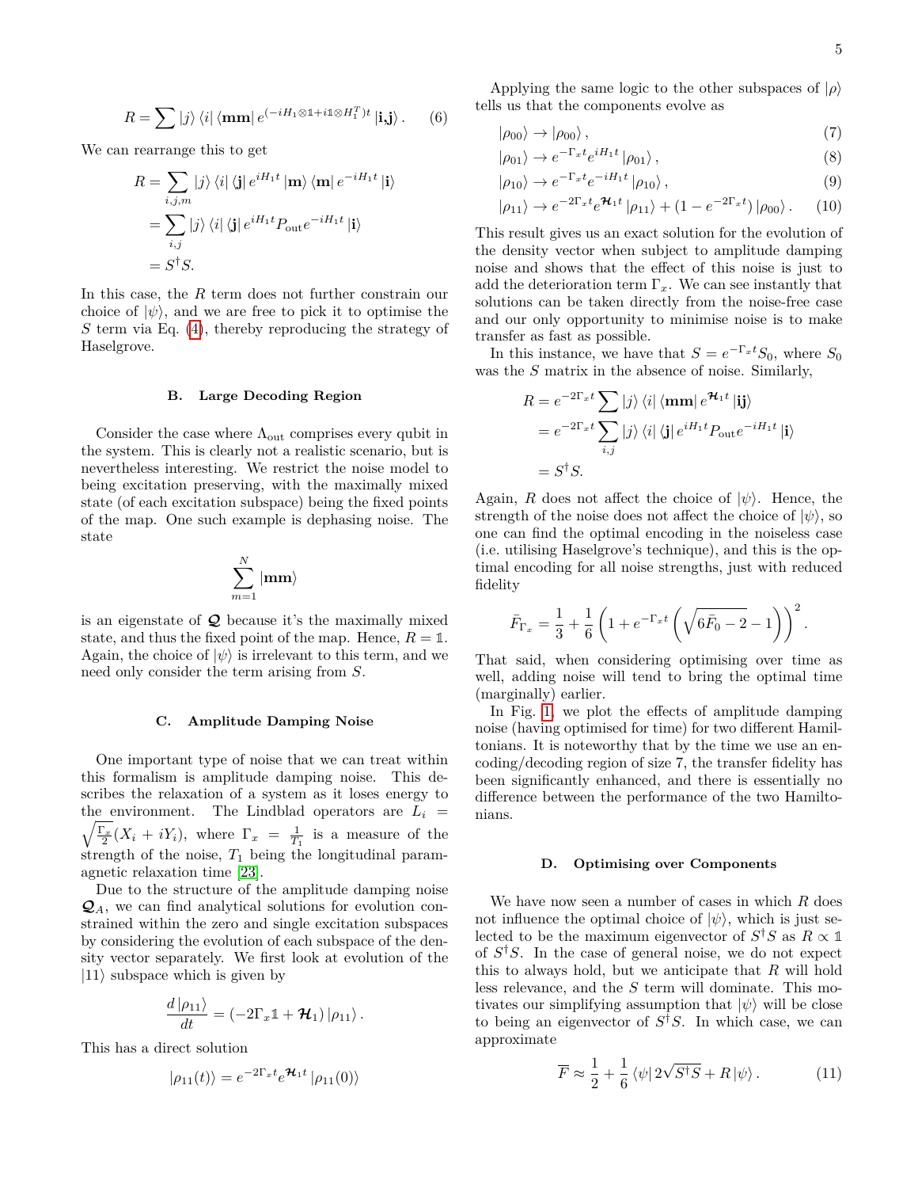$$R=\sum|j\rangle\langle i|\langle\mathbf{mm}|\,e^{(-iH_1\otimes\mathbb{1}+i\mathbb{1}\otimes H_1^T)t}\,|\mathbf{i},\mathbf{j}\rangle\,. \qquad (6)$$

We can rearrange this to get

$$\begin{aligned}R&=\sum_{i,j,m}|j\rangle\langle i|\langle\mathbf{j}|\,e^{iH_1t}\,|\mathbf{m}\rangle\langle\mathbf{m}|\,e^{-iH_1t}\,|\mathbf{i}\rangle\\&=\sum_{i,j}|j\rangle\langle i|\langle\mathbf{j}|\,e^{iH_1t}P_{\text{out}}e^{-iH_1t}\,|\mathbf{i}\rangle\\&=S^\dagger S.\end{aligned}$$

In this case, the $R$ term does not further constrain our choice of $|\psi\rangle$, and we are free to pick it to optimise the $S$ term via Eq. (4), thereby reproducing the strategy of Haselgrove.

### B. Large Decoding Region

Consider the case where $\Lambda_{\text{out}}$ comprises every qubit in the system. This is clearly not a realistic scenario, but is nevertheless interesting. We restrict the noise model to being excitation preserving, with the maximally mixed state (of each excitation subspace) being the fixed points of the map. One such example is dephasing noise. The state

$$\sum_{m=1}^{N}|\mathbf{mm}\rangle$$

is an eigenstate of $\boldsymbol{\mathcal{Q}}$ because it's the maximally mixed state, and thus the fixed point of the map. Hence, $R=\mathbb{1}$. Again, the choice of $|\psi\rangle$ is irrelevant to this term, and we need only consider the term arising from $S$.

### C. Amplitude Damping Noise

One important type of noise that we can treat within this formalism is amplitude damping noise. This describes the relaxation of a system as it loses energy to the environment. The Lindblad operators are $L_i=\sqrt{\frac{\Gamma_x}{2}}(X_i+iY_i)$, where $\Gamma_x=\frac{1}{T_1}$ is a measure of the strength of the noise, $T_1$ being the longitudinal paramagnetic relaxation time [23].

Due to the structure of the amplitude damping noise $\boldsymbol{\mathcal{Q}}_A$, we can find analytical solutions for evolution constrained within the zero and single excitation subspaces by considering the evolution of each subspace of the density vector separately. We first look at evolution of the $|11\rangle$ subspace which is given by

$$\frac{d\,|\rho_{11}\rangle}{dt}=(-2\Gamma_x\mathbb{1}+\boldsymbol{\mathcal{H}}_1)\,|\rho_{11}\rangle\,.$$

This has a direct solution

$$|\rho_{11}(t)\rangle=e^{-2\Gamma_xt}e^{\boldsymbol{\mathcal{H}}_1t}\,|\rho_{11}(0)\rangle$$

Applying the same logic to the other subspaces of $|\rho\rangle$ tells us that the components evolve as

$$|\rho_{00}\rangle\to|\rho_{00}\rangle\,, \qquad (7)$$
$$|\rho_{01}\rangle\to e^{-\Gamma_xt}e^{iH_1t}\,|\rho_{01}\rangle\,, \qquad (8)$$
$$|\rho_{10}\rangle\to e^{-\Gamma_xt}e^{-iH_1t}\,|\rho_{10}\rangle\,, \qquad (9)$$
$$|\rho_{11}\rangle\to e^{-2\Gamma_xt}e^{\boldsymbol{\mathcal{H}}_1t}\,|\rho_{11}\rangle+(1-e^{-2\Gamma_xt})\,|\rho_{00}\rangle\,. \qquad (10)$$

This result gives us an exact solution for the evolution of the density vector when subject to amplitude damping noise and shows that the effect of this noise is just to add the deterioration term $\Gamma_x$. We can see instantly that solutions can be taken directly from the noise-free case and our only opportunity to minimise noise is to make transfer as fast as possible.

In this instance, we have that $S=e^{-\Gamma_xt}S_0$, where $S_0$ was the $S$ matrix in the absence of noise. Similarly,

$$\begin{aligned}R&=e^{-2\Gamma_xt}\sum|j\rangle\langle i|\langle\mathbf{mm}|\,e^{\boldsymbol{\mathcal{H}}_1t}\,|\mathbf{ij}\rangle\\&=e^{-2\Gamma_xt}\sum_{i,j}|j\rangle\langle i|\langle\mathbf{j}|\,e^{iH_1t}P_{\text{out}}e^{-iH_1t}\,|\mathbf{i}\rangle\\&=S^\dagger S.\end{aligned}$$

Again, $R$ does not affect the choice of $|\psi\rangle$. Hence, the strength of the noise does not affect the choice of $|\psi\rangle$, so one can find the optimal encoding in the noiseless case (i.e. utilising Haselgrove's technique), and this is the optimal encoding for all noise strengths, just with reduced fidelity

$$\bar{F}_{\Gamma_x}=\frac{1}{3}+\frac{1}{6}\left(1+e^{-\Gamma_xt}\left(\sqrt{6\bar{F}_0-2}-1\right)\right)^2.$$

That said, when considering optimising over time as well, adding noise will tend to bring the optimal time (marginally) earlier.

In Fig. 1, we plot the effects of amplitude damping noise (having optimised for time) for two different Hamiltonians. It is noteworthy that by the time we use an encoding/decoding region of size 7, the transfer fidelity has been significantly enhanced, and there is essentially no difference between the performance of the two Hamiltonians.

### D. Optimising over Components

We have now seen a number of cases in which $R$ does not influence the optimal choice of $|\psi\rangle$, which is just selected to be the maximum eigenvector of $S^\dagger S$ as $R\propto\mathbb{1}$ of $S^\dagger S$. In the case of general noise, we do not expect this to always hold, but we anticipate that $R$ will hold less relevance, and the $S$ term will dominate. This motivates our simplifying assumption that $|\psi\rangle$ will be close to being an eigenvector of $S^\dagger S$. In which case, we can approximate

$$\overline{F}\approx\frac{1}{2}+\frac{1}{6}\,\langle\psi|\,2\sqrt{S^\dagger S}+R\,|\psi\rangle\,. \qquad (11)$$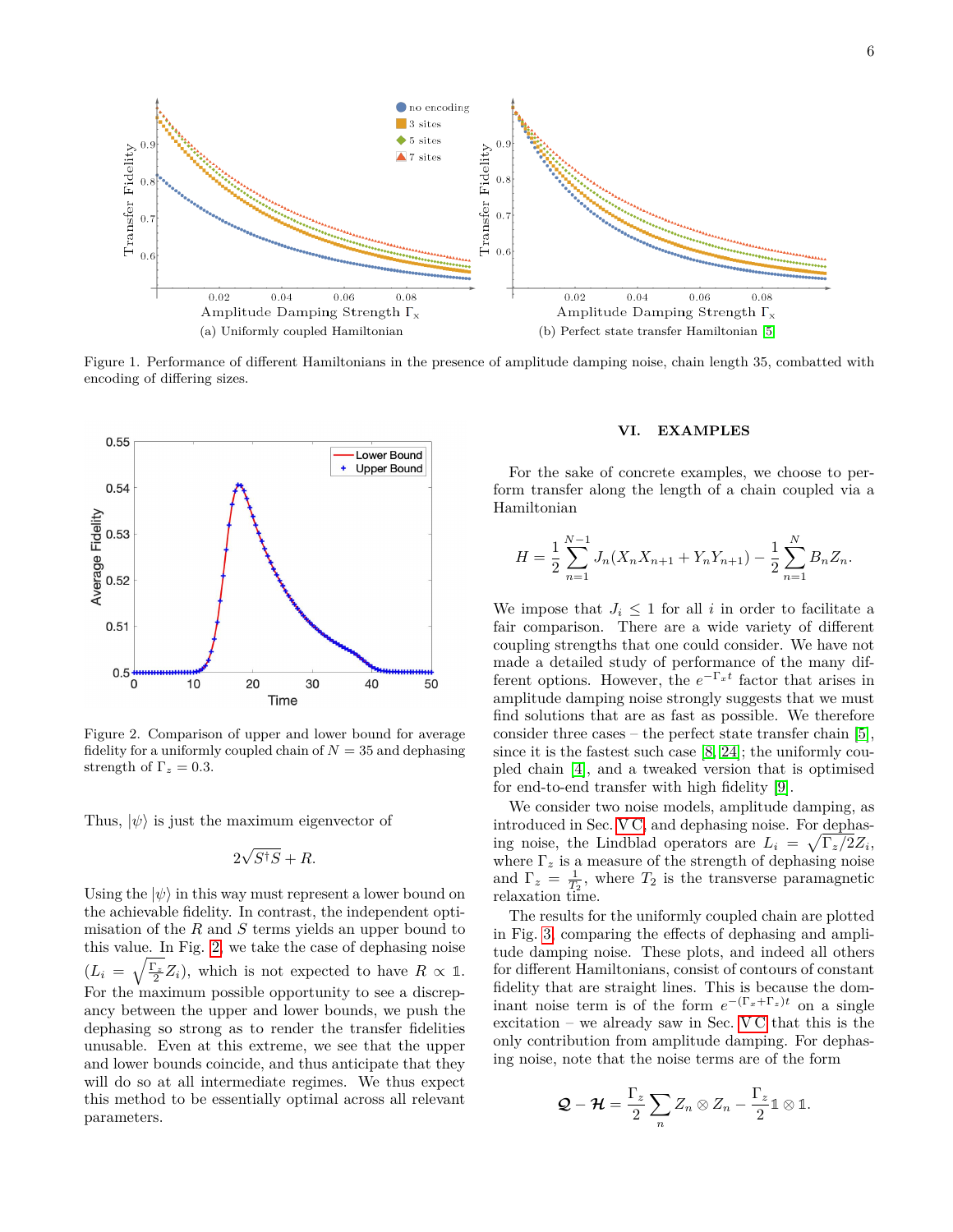Figure 1. Performance of different Hamiltonians in the presence of amplitude damping noise, chain length 35, combatted with encoding of differing sizes.

(a) Uniformly coupled Hamiltonian

(b) Perfect state transfer Hamiltonian [5]

Figure 2. Comparison of upper and lower bound for average fidelity for a uniformly coupled chain of $N = 35$ and dephasing strength of $\Gamma_z = 0.3$.

Thus, $|\psi\rangle$ is just the maximum eigenvector of

$$2\sqrt{S^\dagger S} + R.$$

Using the $|\psi\rangle$ in this way must represent a lower bound on the achievable fidelity. In contrast, the independent optimisation of the $R$ and $S$ terms yields an upper bound to this value. In Fig. 2, we take the case of dephasing noise ($L_i = \sqrt{\frac{\Gamma_z}{2}} Z_i$), which is not expected to have $R \propto \mathbb{1}$. For the maximum possible opportunity to see a discrepancy between the upper and lower bounds, we push the dephasing so strong as to render the transfer fidelities unusable. Even at this extreme, we see that the upper and lower bounds coincide, and thus anticipate that they will do so at all intermediate regimes. We thus expect this method to be essentially optimal across all relevant parameters.

## VI. EXAMPLES

For the sake of concrete examples, we choose to perform transfer along the length of a chain coupled via a Hamiltonian

$$H = \frac{1}{2}\sum_{n=1}^{N-1} J_n (X_n X_{n+1} + Y_n Y_{n+1}) - \frac{1}{2}\sum_{n=1}^{N} B_n Z_n.$$

We impose that $J_i \leq 1$ for all $i$ in order to facilitate a fair comparison. There are a wide variety of different coupling strengths that one could consider. We have not made a detailed study of performance of the many different options. However, the $e^{-\Gamma_x t}$ factor that arises in amplitude damping noise strongly suggests that we must find solutions that are as fast as possible. We therefore consider three cases – the perfect state transfer chain [5], since it is the fastest such case [8, 24]; the uniformly coupled chain [4], and a tweaked version that is optimised for end-to-end transfer with high fidelity [9].

We consider two noise models, amplitude damping, as introduced in Sec. V C, and dephasing noise. For dephasing noise, the Lindblad operators are $L_i = \sqrt{\Gamma_z/2} Z_i$, where $\Gamma_z$ is a measure of the strength of dephasing noise and $\Gamma_z = \frac{1}{T_2}$, where $T_2$ is the transverse paramagnetic relaxation time.

The results for the uniformly coupled chain are plotted in Fig. 3, comparing the effects of dephasing and amplitude damping noise. These plots, and indeed all others for different Hamiltonians, consist of contours of constant fidelity that are straight lines. This is because the dominant noise term is of the form $e^{-(\Gamma_x+\Gamma_z)t}$ on a single excitation – we already saw in Sec. V C that this is the only contribution from amplitude damping. For dephasing noise, note that the noise terms are of the form

$$\mathcal{Q} - \mathcal{H} = \frac{\Gamma_z}{2}\sum_n Z_n \otimes Z_n - \frac{\Gamma_z}{2}\mathbb{1}\otimes\mathbb{1}.$$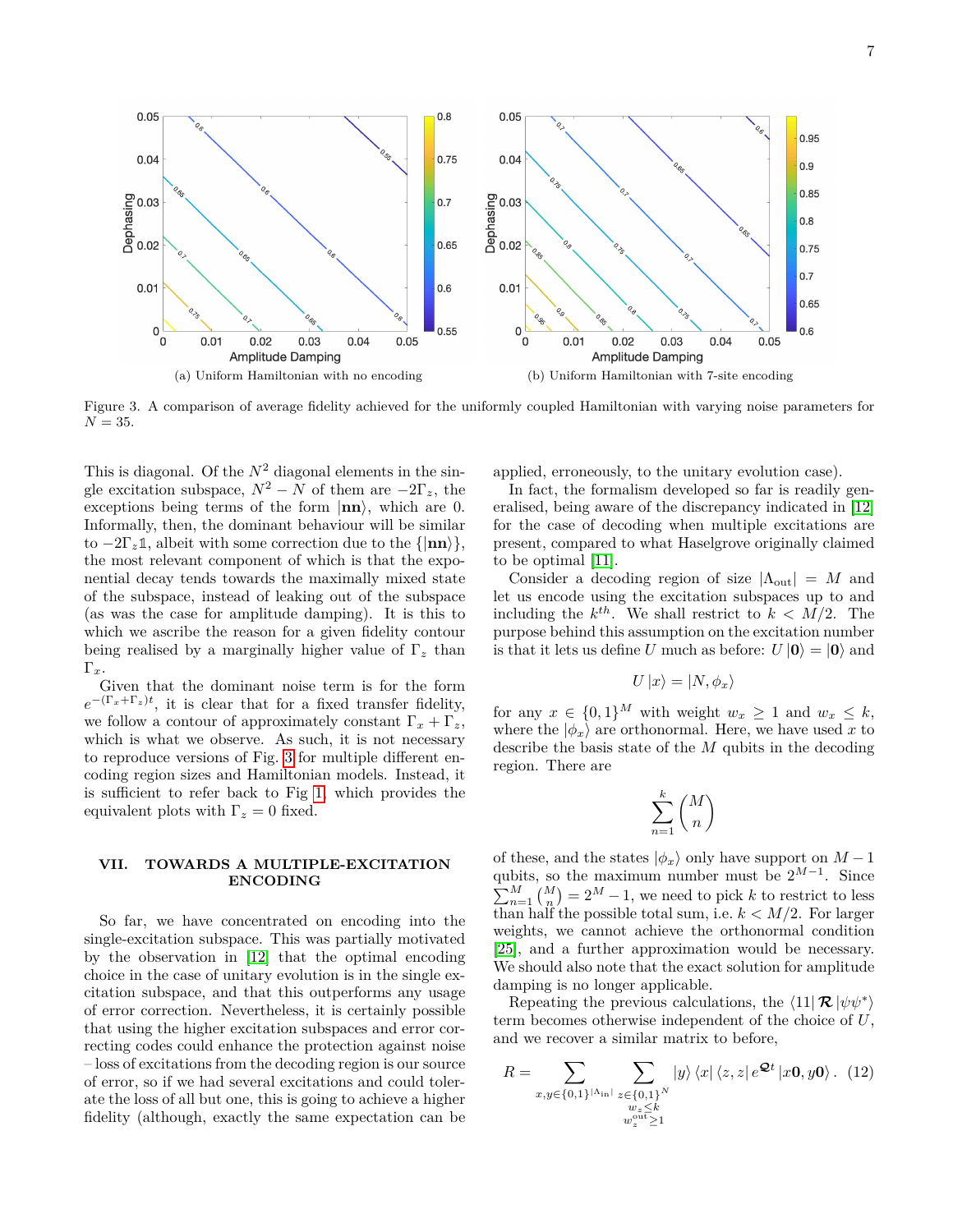(a) Uniform Hamiltonian with no encoding

(b) Uniform Hamiltonian with 7-site encoding

Figure 3. A comparison of average fidelity achieved for the uniformly coupled Hamiltonian with varying noise parameters for $N = 35$.

This is diagonal. Of the $N^2$ diagonal elements in the single excitation subspace, $N^2 - N$ of them are $-2\Gamma_z$, the exceptions being terms of the form $|\mathbf{nn}\rangle$, which are 0. Informally, then, the dominant behaviour will be similar to $-2\Gamma_z\mathbb{1}$, albeit with some correction due to the $\{|\mathbf{nn}\rangle\}$, the most relevant component of which is that the exponential decay tends towards the maximally mixed state of the subspace, instead of leaking out of the subspace (as was the case for amplitude damping). It is this to which we ascribe the reason for a given fidelity contour being realised by a marginally higher value of $\Gamma_z$ than $\Gamma_x$.

Given that the dominant noise term is for the form $e^{-(\Gamma_x+\Gamma_z)t}$, it is clear that for a fixed transfer fidelity, we follow a contour of approximately constant $\Gamma_x + \Gamma_z$, which is what we observe. As such, it is not necessary to reproduce versions of Fig. 3 for multiple different encoding region sizes and Hamiltonian models. Instead, it is sufficient to refer back to Fig 1, which provides the equivalent plots with $\Gamma_z = 0$ fixed.

## VII. TOWARDS A MULTIPLE-EXCITATION ENCODING

So far, we have concentrated on encoding into the single-excitation subspace. This was partially motivated by the observation in [12] that the optimal encoding choice in the case of unitary evolution is in the single excitation subspace, and that this outperforms any usage of error correction. Nevertheless, it is certainly possible that using the higher excitation subspaces and error correcting codes could enhance the protection against noise – loss of excitations from the decoding region is our source of error, so if we had several excitations and could tolerate the loss of all but one, this is going to achieve a higher fidelity (although, exactly the same expectation can be applied, erroneously, to the unitary evolution case).

In fact, the formalism developed so far is readily generalised, being aware of the discrepancy indicated in [12] for the case of decoding when multiple excitations are present, compared to what Haselgrove originally claimed to be optimal [11].

Consider a decoding region of size $|\Lambda_{\text{out}}| = M$ and let us encode using the excitation subspaces up to and including the $k^{th}$. We shall restrict to $k < M/2$. The purpose behind this assumption on the excitation number is that it lets us define $U$ much as before: $U|\mathbf{0}\rangle = |\mathbf{0}\rangle$ and

$$U|x\rangle = |N, \phi_x\rangle$$

for any $x \in \{0,1\}^M$ with weight $w_x \geq 1$ and $w_x \leq k$, where the $|\phi_x\rangle$ are orthonormal. Here, we have used $x$ to describe the basis state of the $M$ qubits in the decoding region. There are

$$\sum_{n=1}^{k} \binom{M}{n}$$

of these, and the states $|\phi_x\rangle$ only have support on $M-1$ qubits, so the maximum number must be $2^{M-1}$. Since $\sum_{n=1}^{M} \binom{M}{n} = 2^M - 1$, we need to pick $k$ to restrict to less than half the possible total sum, i.e. $k < M/2$. For larger weights, we cannot achieve the orthonormal condition [25], and a further approximation would be necessary. We should also note that the exact solution for amplitude damping is no longer applicable.

Repeating the previous calculations, the $\langle 11|\boldsymbol{\mathcal{R}}|\psi\psi^*\rangle$ term becomes otherwise independent of the choice of $U$, and we recover a similar matrix to before,

$$R = \sum_{x,y\in\{0,1\}^{|\Lambda_{\text{in}}|}} \sum_{\substack{z\in\{0,1\}^N \\ w_z \leq k \\ w_z^{\text{out}} \geq 1}} |y\rangle\langle x| \langle z,z| e^{\mathfrak{Q}t} |x\mathbf{0}, y\mathbf{0}\rangle. \quad (12)$$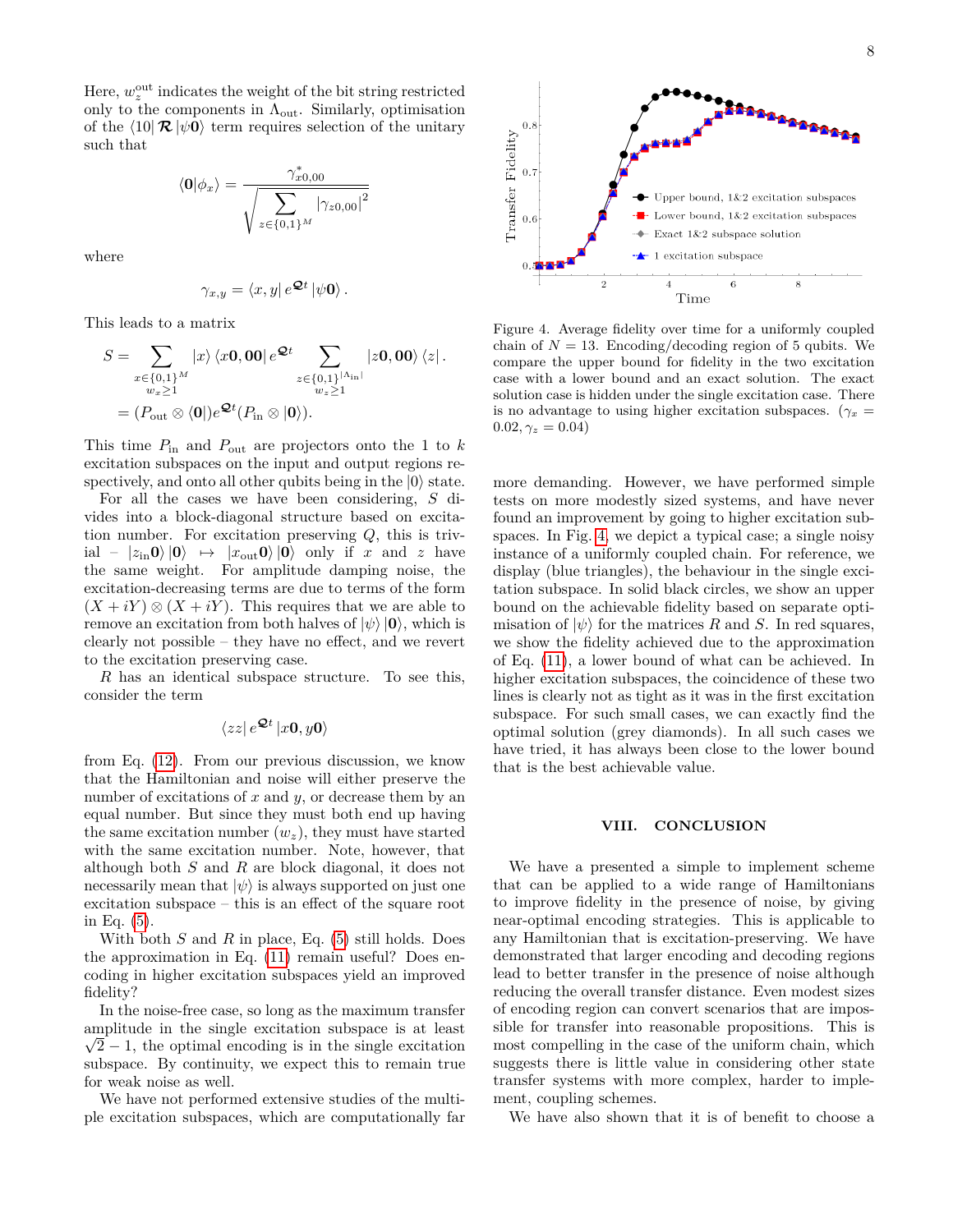Here, $w_z^{\text{out}}$ indicates the weight of the bit string restricted only to the components in $\Lambda_{\text{out}}$. Similarly, optimisation of the $\langle 10| \boldsymbol{\mathcal{R}} |\psi\mathbf{0}\rangle$ term requires selection of the unitary such that

$$\langle \mathbf{0}|\phi_x\rangle = \frac{\gamma^*_{x0,00}}{\sqrt{\sum_{z\in\{0,1\}^M} |\gamma_{z0,00}|^2}}$$

where

$$\gamma_{x,y} = \langle x, y| e^{\boldsymbol{\mathcal{Q}}t} |\psi\mathbf{0}\rangle .$$

This leads to a matrix

$$\begin{aligned} S &= \sum_{\substack{x\in\{0,1\}^M \\ w_x\geq 1}} |x\rangle \langle x\mathbf{0}, \mathbf{00}| e^{\boldsymbol{\mathcal{Q}}t} \sum_{\substack{z\in\{0,1\}^{|\Lambda_{\text{in}}|} \\ w_z\geq 1}} |z\mathbf{0}, \mathbf{00}\rangle \langle z| . \\ &= (P_{\text{out}} \otimes \langle \mathbf{0}|) e^{\boldsymbol{\mathcal{Q}}t} (P_{\text{in}} \otimes |\mathbf{0}\rangle). \end{aligned}$$

This time $P_{\text{in}}$ and $P_{\text{out}}$ are projectors onto the 1 to $k$ excitation subspaces on the input and output regions respectively, and onto all other qubits being in the $|0\rangle$ state.

For all the cases we have been considering, $S$ divides into a block-diagonal structure based on excitation number. For excitation preserving $Q$, this is trivial – $|z_{\text{in}}\mathbf{0}\rangle |\mathbf{0}\rangle \mapsto |x_{\text{out}}\mathbf{0}\rangle |\mathbf{0}\rangle$ only if $x$ and $z$ have the same weight. For amplitude damping noise, the excitation-decreasing terms are due to terms of the form $(X + iY) \otimes (X + iY)$. This requires that we are able to remove an excitation from both halves of $|\psi\rangle |\mathbf{0}\rangle$, which is clearly not possible – they have no effect, and we revert to the excitation preserving case.

$R$ has an identical subspace structure. To see this, consider the term

$$\langle zz| e^{\boldsymbol{\mathcal{Q}}t} |x\mathbf{0}, y\mathbf{0}\rangle$$

from Eq. (12). From our previous discussion, we know that the Hamiltonian and noise will either preserve the number of excitations of $x$ and $y$, or decrease them by an equal number. But since they must both end up having the same excitation number ($w_z$), they must have started with the same excitation number. Note, however, that although both $S$ and $R$ are block diagonal, it does not necessarily mean that $|\psi\rangle$ is always supported on just one excitation subspace – this is an effect of the square root in Eq. (5).

With both $S$ and $R$ in place, Eq. (5) still holds. Does the approximation in Eq. (11) remain useful? Does encoding in higher excitation subspaces yield an improved fidelity?

In the noise-free case, so long as the maximum transfer amplitude in the single excitation subspace is at least $\sqrt{2} - 1$, the optimal encoding is in the single excitation subspace. By continuity, we expect this to remain true for weak noise as well.

We have not performed extensive studies of the multiple excitation subspaces, which are computationally far more demanding. However, we have performed simple tests on more modestly sized systems, and have never found an improvement by going to higher excitation subspaces. In Fig. 4, we depict a typical case; a single noisy instance of a uniformly coupled chain. For reference, we display (blue triangles), the behaviour in the single excitation subspace. In solid black circles, we show an upper bound on the achievable fidelity based on separate optimisation of $|\psi\rangle$ for the matrices $R$ and $S$. In red squares, we show the fidelity achieved due to the approximation of Eq. (11), a lower bound of what can be achieved. In higher excitation subspaces, the coincidence of these two lines is clearly not as tight as it was in the first excitation subspace. For such small cases, we can exactly find the optimal solution (grey diamonds). In all such cases we have tried, it has always been close to the lower bound that is the best achievable value.

Figure 4. Average fidelity over time for a uniformly coupled chain of $N = 13$. Encoding/decoding region of 5 qubits. We compare the upper bound for fidelity in the two excitation case with a lower bound and an exact solution. The exact solution case is hidden under the single excitation case. There is no advantage to using higher excitation subspaces. ($\gamma_x = 0.02, \gamma_z = 0.04$)

## VIII. CONCLUSION

We have a presented a simple to implement scheme that can be applied to a wide range of Hamiltonians to improve fidelity in the presence of noise, by giving near-optimal encoding strategies. This is applicable to any Hamiltonian that is excitation-preserving. We have demonstrated that larger encoding and decoding regions lead to better transfer in the presence of noise although reducing the overall transfer distance. Even modest sizes of encoding region can convert scenarios that are impossible for transfer into reasonable propositions. This is most compelling in the case of the uniform chain, which suggests there is little value in considering other state transfer systems with more complex, harder to implement, coupling schemes.

We have also shown that it is of benefit to choose a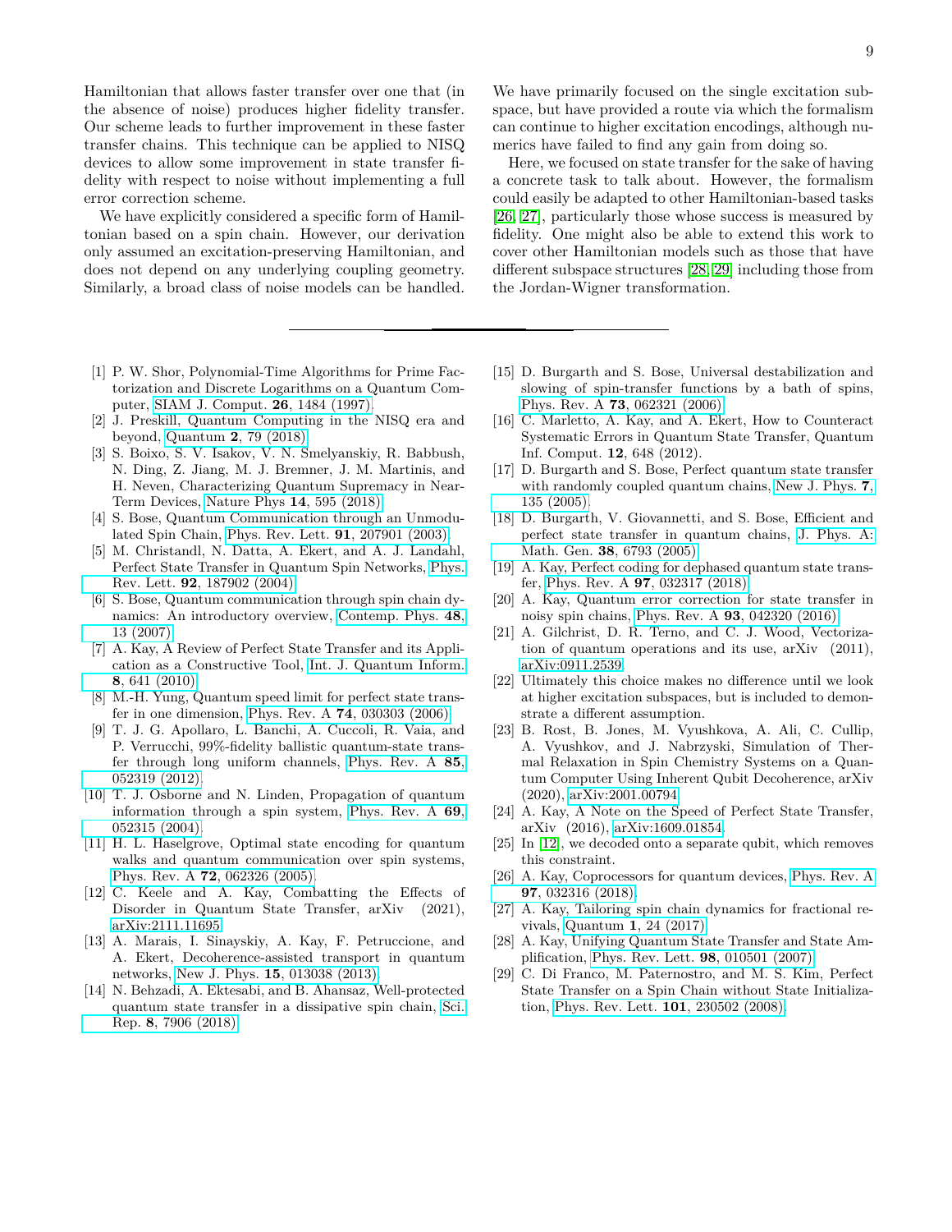Hamiltonian that allows faster transfer over one that (in the absence of noise) produces higher fidelity transfer. Our scheme leads to further improvement in these faster transfer chains. This technique can be applied to NISQ devices to allow some improvement in state transfer fidelity with respect to noise without implementing a full error correction scheme.

We have explicitly considered a specific form of Hamiltonian based on a spin chain. However, our derivation only assumed an excitation-preserving Hamiltonian, and does not depend on any underlying coupling geometry. Similarly, a broad class of noise models can be handled. We have primarily focused on the single excitation subspace, but have provided a route via which the formalism can continue to higher excitation encodings, although numerics have failed to find any gain from doing so.

Here, we focused on state transfer for the sake of having a concrete task to talk about. However, the formalism could easily be adapted to other Hamiltonian-based tasks [26, 27], particularly those whose success is measured by fidelity. One might also be able to extend this work to cover other Hamiltonian models such as those that have different subspace structures [28, 29] including those from the Jordan-Wigner transformation.

---

[1] P. W. Shor, Polynomial-Time Algorithms for Prime Factorization and Discrete Logarithms on a Quantum Computer, SIAM J. Comput. **26**, 1484 (1997).

[2] J. Preskill, Quantum Computing in the NISQ era and beyond, Quantum **2**, 79 (2018).

[3] S. Boixo, S. V. Isakov, V. N. Smelyanskiy, R. Babbush, N. Ding, Z. Jiang, M. J. Bremner, J. M. Martinis, and H. Neven, Characterizing Quantum Supremacy in Near-Term Devices, Nature Phys **14**, 595 (2018).

[4] S. Bose, Quantum Communication through an Unmodulated Spin Chain, Phys. Rev. Lett. **91**, 207901 (2003).

[5] M. Christandl, N. Datta, A. Ekert, and A. J. Landahl, Perfect State Transfer in Quantum Spin Networks, Phys. Rev. Lett. **92**, 187902 (2004).

[6] S. Bose, Quantum communication through spin chain dynamics: An introductory overview, Contemp. Phys. **48**, 13 (2007).

[7] A. Kay, A Review of Perfect State Transfer and its Application as a Constructive Tool, Int. J. Quantum Inform. **8**, 641 (2010).

[8] M.-H. Yung, Quantum speed limit for perfect state transfer in one dimension, Phys. Rev. A **74**, 030303 (2006).

[9] T. J. G. Apollaro, L. Banchi, A. Cuccoli, R. Vaia, and P. Verrucchi, 99%-fidelity ballistic quantum-state transfer through long uniform channels, Phys. Rev. A **85**, 052319 (2012).

[10] T. J. Osborne and N. Linden, Propagation of quantum information through a spin system, Phys. Rev. A **69**, 052315 (2004).

[11] H. L. Haselgrove, Optimal state encoding for quantum walks and quantum communication over spin systems, Phys. Rev. A **72**, 062326 (2005).

[12] C. Keele and A. Kay, Combatting the Effects of Disorder in Quantum State Transfer, arXiv (2021), arXiv:2111.11695.

[13] A. Marais, I. Sinayskiy, A. Kay, F. Petruccione, and A. Ekert, Decoherence-assisted transport in quantum networks, New J. Phys. **15**, 013038 (2013).

[14] N. Behzadi, A. Ektesabi, and B. Ahansaz, Well-protected quantum state transfer in a dissipative spin chain, Sci. Rep. **8**, 7906 (2018).

[15] D. Burgarth and S. Bose, Universal destabilization and slowing of spin-transfer functions by a bath of spins, Phys. Rev. A **73**, 062321 (2006).

[16] C. Marletto, A. Kay, and A. Ekert, How to Counteract Systematic Errors in Quantum State Transfer, Quantum Inf. Comput. **12**, 648 (2012).

[17] D. Burgarth and S. Bose, Perfect quantum state transfer with randomly coupled quantum chains, New J. Phys. **7**, 135 (2005).

[18] D. Burgarth, V. Giovannetti, and S. Bose, Efficient and perfect state transfer in quantum chains, J. Phys. A: Math. Gen. **38**, 6793 (2005).

[19] A. Kay, Perfect coding for dephased quantum state transfer, Phys. Rev. A **97**, 032317 (2018).

[20] A. Kay, Quantum error correction for state transfer in noisy spin chains, Phys. Rev. A **93**, 042320 (2016).

[21] A. Gilchrist, D. R. Terno, and C. J. Wood, Vectorization of quantum operations and its use, arXiv (2011), arXiv:0911.2539.

[22] Ultimately this choice makes no difference until we look at higher excitation subspaces, but is included to demonstrate a different assumption.

[23] B. Rost, B. Jones, M. Vyushkova, A. Ali, C. Cullip, A. Vyushkov, and J. Nabrzyski, Simulation of Thermal Relaxation in Spin Chemistry Systems on a Quantum Computer Using Inherent Qubit Decoherence, arXiv (2020), arXiv:2001.00794.

[24] A. Kay, A Note on the Speed of Perfect State Transfer, arXiv (2016), arXiv:1609.01854.

[25] In [12], we decoded onto a separate qubit, which removes this constraint.

[26] A. Kay, Coprocessors for quantum devices, Phys. Rev. A **97**, 032316 (2018).

[27] A. Kay, Tailoring spin chain dynamics for fractional revivals, Quantum **1**, 24 (2017).

[28] A. Kay, Unifying Quantum State Transfer and State Amplification, Phys. Rev. Lett. **98**, 010501 (2007).

[29] C. Di Franco, M. Paternostro, and M. S. Kim, Perfect State Transfer on a Spin Chain without State Initialization, Phys. Rev. Lett. **101**, 230502 (2008).